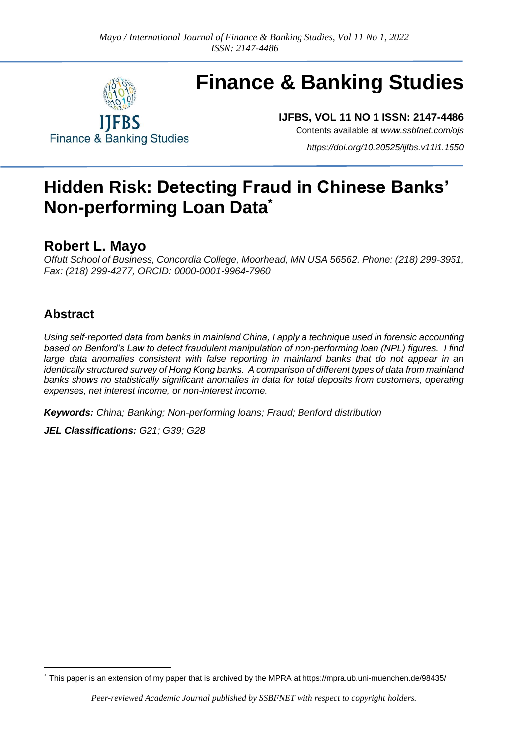# Hidden Risk: Detecting Fraud in Chinese Banks' Non-performing Loan Data[*]

## Robert L. Mayo

*Offutt School of Business, Concordia College, Moorhead, MN USA 56562. Phone: (218) 299-3951, Fax: (218) 299-4277, ORCID: 0000-0001-9964-7960*

## Abstract

*Using self-reported data from banks in mainland China, I apply a technique used in forensic accounting based on Benford's Law to detect fraudulent manipulation of non-performing loan (NPL) figures. I find large data anomalies consistent with false reporting in mainland banks that do not appear in an identically structured survey of Hong Kong banks. A comparison of different types of data from mainland banks shows no statistically significant anomalies in data for total deposits from customers, operating expenses, net interest income, or non-interest income.*

***Keywords:*** *China; Banking; Non-performing loans; Fraud; Benford distribution*

***JEL Classifications:*** *G21; G39; G28*

---

[*] This paper is an extension of my paper that is archived by the MPRA at https://mpra.ub.uni-muenchen.de/98435/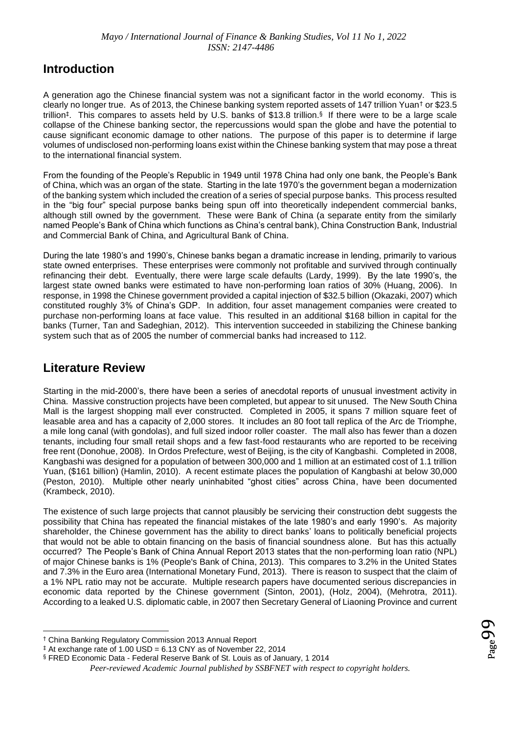## Introduction

A generation ago the Chinese financial system was not a significant factor in the world economy. This is clearly no longer true. As of 2013, the Chinese banking system reported assets of 147 trillion Yuan[†] or $23.5 trillion[‡]. This compares to assets held by U.S. banks of $13.8 trillion.[§] If there were to be a large scale collapse of the Chinese banking sector, the repercussions would span the globe and have the potential to cause significant economic damage to other nations. The purpose of this paper is to determine if large volumes of undisclosed non-performing loans exist within the Chinese banking system that may pose a threat to the international financial system.

From the founding of the People's Republic in 1949 until 1978 China had only one bank, the People's Bank of China, which was an organ of the state. Starting in the late 1970's the government began a modernization of the banking system which included the creation of a series of special purpose banks. This process resulted in the "big four" special purpose banks being spun off into theoretically independent commercial banks, although still owned by the government. These were Bank of China (a separate entity from the similarly named People's Bank of China which functions as China's central bank), China Construction Bank, Industrial and Commercial Bank of China, and Agricultural Bank of China.

During the late 1980's and 1990's, Chinese banks began a dramatic increase in lending, primarily to various state owned enterprises. These enterprises were commonly not profitable and survived through continually refinancing their debt. Eventually, there were large scale defaults (Lardy, 1999). By the late 1990's, the largest state owned banks were estimated to have non-performing loan ratios of 30% (Huang, 2006). In response, in 1998 the Chinese government provided a capital injection of $32.5 billion (Okazaki, 2007) which constituted roughly 3% of China's GDP. In addition, four asset management companies were created to purchase non-performing loans at face value. This resulted in an additional $168 billion in capital for the banks (Turner, Tan and Sadeghian, 2012). This intervention succeeded in stabilizing the Chinese banking system such that as of 2005 the number of commercial banks had increased to 112.

## Literature Review

Starting in the mid-2000's, there have been a series of anecdotal reports of unusual investment activity in China. Massive construction projects have been completed, but appear to sit unused. The New South China Mall is the largest shopping mall ever constructed. Completed in 2005, it spans 7 million square feet of leasable area and has a capacity of 2,000 stores. It includes an 80 foot tall replica of the Arc de Triomphe, a mile long canal (with gondolas), and full sized indoor roller coaster. The mall also has fewer than a dozen tenants, including four small retail shops and a few fast-food restaurants who are reported to be receiving free rent (Donohue, 2008). In Ordos Prefecture, west of Beijing, is the city of Kangbashi. Completed in 2008, Kangbashi was designed for a population of between 300,000 and 1 million at an estimated cost of 1.1 trillion Yuan, ($161 billion) (Hamlin, 2010). A recent estimate places the population of Kangbashi at below 30,000 (Peston, 2010). Multiple other nearly uninhabited "ghost cities" across China, have been documented (Krambeck, 2010).

The existence of such large projects that cannot plausibly be servicing their construction debt suggests the possibility that China has repeated the financial mistakes of the late 1980's and early 1990's. As majority shareholder, the Chinese government has the ability to direct banks' loans to politically beneficial projects that would not be able to obtain financing on the basis of financial soundness alone. But has this actually occurred? The People's Bank of China Annual Report 2013 states that the non-performing loan ratio (NPL) of major Chinese banks is 1% (People's Bank of China, 2013). This compares to 3.2% in the United States and 7.3% in the Euro area (International Monetary Fund, 2013). There is reason to suspect that the claim of a 1% NPL ratio may not be accurate. Multiple research papers have documented serious discrepancies in economic data reported by the Chinese government (Sinton, 2001), (Holz, 2004), (Mehrotra, 2011). According to a leaked U.S. diplomatic cable, in 2007 then Secretary General of Liaoning Province and current

---

[†] China Banking Regulatory Commission 2013 Annual Report

[‡] At exchange rate of 1.00 USD = 6.13 CNY as of November 22, 2014

[§] FRED Economic Data - Federal Reserve Bank of St. Louis as of January, 1 2014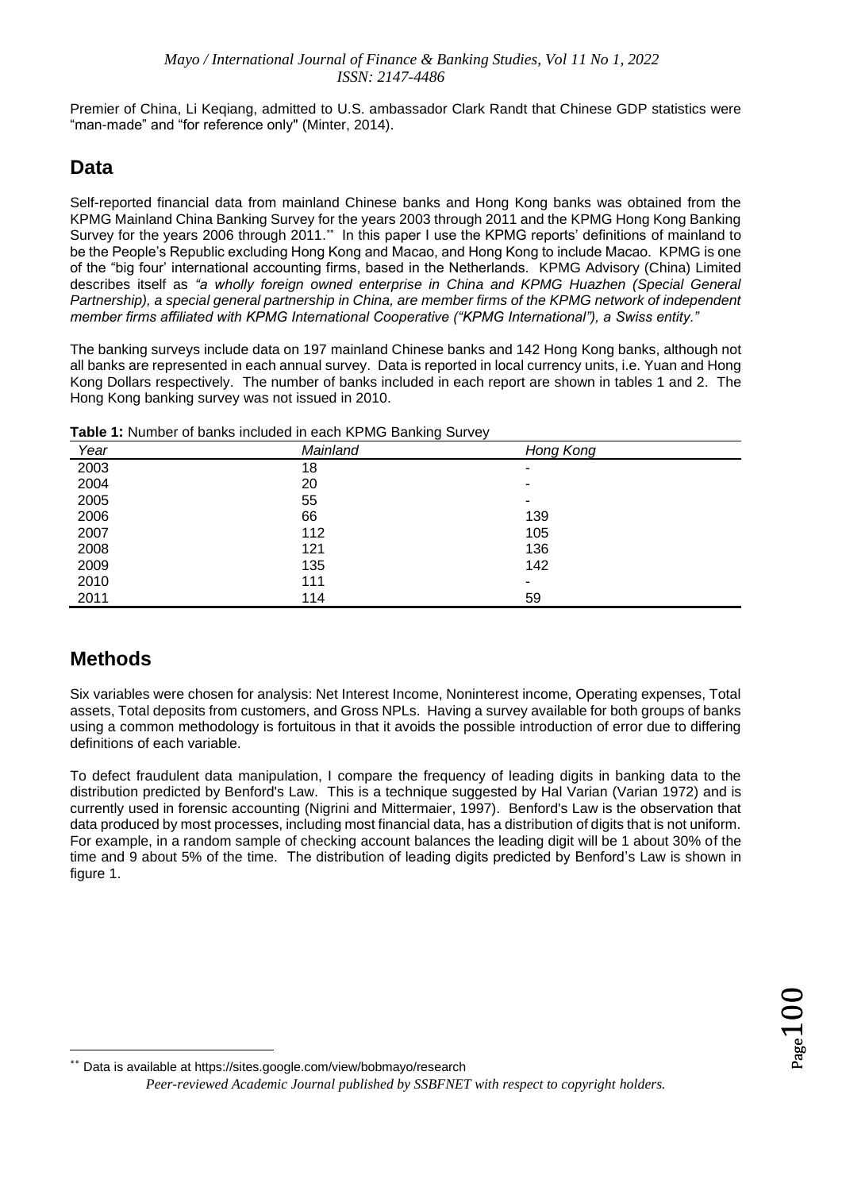Premier of China, Li Keqiang, admitted to U.S. ambassador Clark Randt that Chinese GDP statistics were "man-made" and "for reference only" (Minter, 2014).

## Data

Self-reported financial data from mainland Chinese banks and Hong Kong banks was obtained from the KPMG Mainland China Banking Survey for the years 2003 through 2011 and the KPMG Hong Kong Banking Survey for the years 2006 through 2011.[**] In this paper I use the KPMG reports' definitions of mainland to be the People's Republic excluding Hong Kong and Macao, and Hong Kong to include Macao. KPMG is one of the "big four' international accounting firms, based in the Netherlands. KPMG Advisory (China) Limited describes itself as *"a wholly foreign owned enterprise in China and KPMG Huazhen (Special General Partnership), a special general partnership in China, are member firms of the KPMG network of independent member firms affiliated with KPMG International Cooperative ("KPMG International"), a Swiss entity."*

The banking surveys include data on 197 mainland Chinese banks and 142 Hong Kong banks, although not all banks are represented in each annual survey. Data is reported in local currency units, i.e. Yuan and Hong Kong Dollars respectively. The number of banks included in each report are shown in tables 1 and 2. The Hong Kong banking survey was not issued in 2010.

**Table 1:** Number of banks included in each KPMG Banking Survey

| *Year* | *Mainland* | *Hong Kong* |
|---|---|---|
| 2003 | 18 | - |
| 2004 | 20 | - |
| 2005 | 55 | - |
| 2006 | 66 | 139 |
| 2007 | 112 | 105 |
| 2008 | 121 | 136 |
| 2009 | 135 | 142 |
| 2010 | 111 | - |
| 2011 | 114 | 59 |

## Methods

Six variables were chosen for analysis: Net Interest Income, Noninterest income, Operating expenses, Total assets, Total deposits from customers, and Gross NPLs. Having a survey available for both groups of banks using a common methodology is fortuitous in that it avoids the possible introduction of error due to differing definitions of each variable.

To defect fraudulent data manipulation, I compare the frequency of leading digits in banking data to the distribution predicted by Benford's Law. This is a technique suggested by Hal Varian (Varian 1972) and is currently used in forensic accounting (Nigrini and Mittermaier, 1997). Benford's Law is the observation that data produced by most processes, including most financial data, has a distribution of digits that is not uniform. For example, in a random sample of checking account balances the leading digit will be 1 about 30% of the time and 9 about 5% of the time. The distribution of leading digits predicted by Benford's Law is shown in figure 1.

[**] Data is available at https://sites.google.com/view/bobmayo/research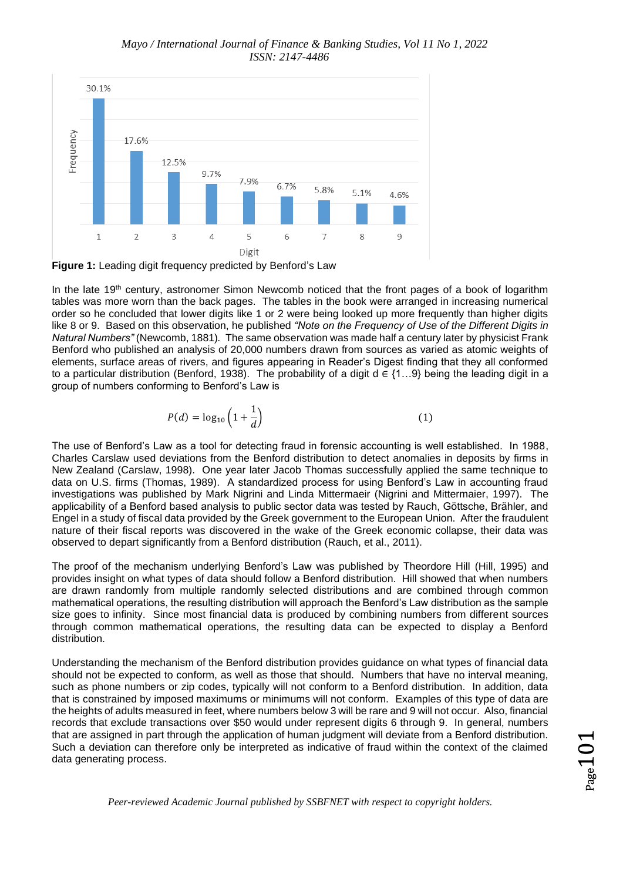**Figure 1:** Leading digit frequency predicted by Benford's Law

In the late 19th century, astronomer Simon Newcomb noticed that the front pages of a book of logarithm tables was more worn than the back pages. The tables in the book were arranged in increasing numerical order so he concluded that lower digits like 1 or 2 were being looked up more frequently than higher digits like 8 or 9. Based on this observation, he published *"Note on the Frequency of Use of the Different Digits in Natural Numbers"* (Newcomb, 1881). The same observation was made half a century later by physicist Frank Benford who published an analysis of 20,000 numbers drawn from sources as varied as atomic weights of elements, surface areas of rivers, and figures appearing in Reader's Digest finding that they all conformed to a particular distribution (Benford, 1938). The probability of a digit $d \in \{1 \ldots 9\}$ being the leading digit in a group of numbers conforming to Benford's Law is

$$P(d) = \log_{10}\left(1 + \frac{1}{d}\right) \quad (1)$$

The use of Benford's Law as a tool for detecting fraud in forensic accounting is well established. In 1988, Charles Carslaw used deviations from the Benford distribution to detect anomalies in deposits by firms in New Zealand (Carslaw, 1998). One year later Jacob Thomas successfully applied the same technique to data on U.S. firms (Thomas, 1989). A standardized process for using Benford's Law in accounting fraud investigations was published by Mark Nigrini and Linda Mittermaeir (Nigrini and Mittermaier, 1997). The applicability of a Benford based analysis to public sector data was tested by Rauch, Göttsche, Brähler, and Engel in a study of fiscal data provided by the Greek government to the European Union. After the fraudulent nature of their fiscal reports was discovered in the wake of the Greek economic collapse, their data was observed to depart significantly from a Benford distribution (Rauch, et al., 2011).

The proof of the mechanism underlying Benford's Law was published by Theordore Hill (Hill, 1995) and provides insight on what types of data should follow a Benford distribution. Hill showed that when numbers are drawn randomly from multiple randomly selected distributions and are combined through common mathematical operations, the resulting distribution will approach the Benford's Law distribution as the sample size goes to infinity. Since most financial data is produced by combining numbers from different sources through common mathematical operations, the resulting data can be expected to display a Benford distribution.

Understanding the mechanism of the Benford distribution provides guidance on what types of financial data should not be expected to conform, as well as those that should. Numbers that have no interval meaning, such as phone numbers or zip codes, typically will not conform to a Benford distribution. In addition, data that is constrained by imposed maximums or minimums will not conform. Examples of this type of data are the heights of adults measured in feet, where numbers below 3 will be rare and 9 will not occur. Also, financial records that exclude transactions over \$50 would under represent digits 6 through 9. In general, numbers that are assigned in part through the application of human judgment will deviate from a Benford distribution. Such a deviation can therefore only be interpreted as indicative of fraud within the context of the claimed data generating process.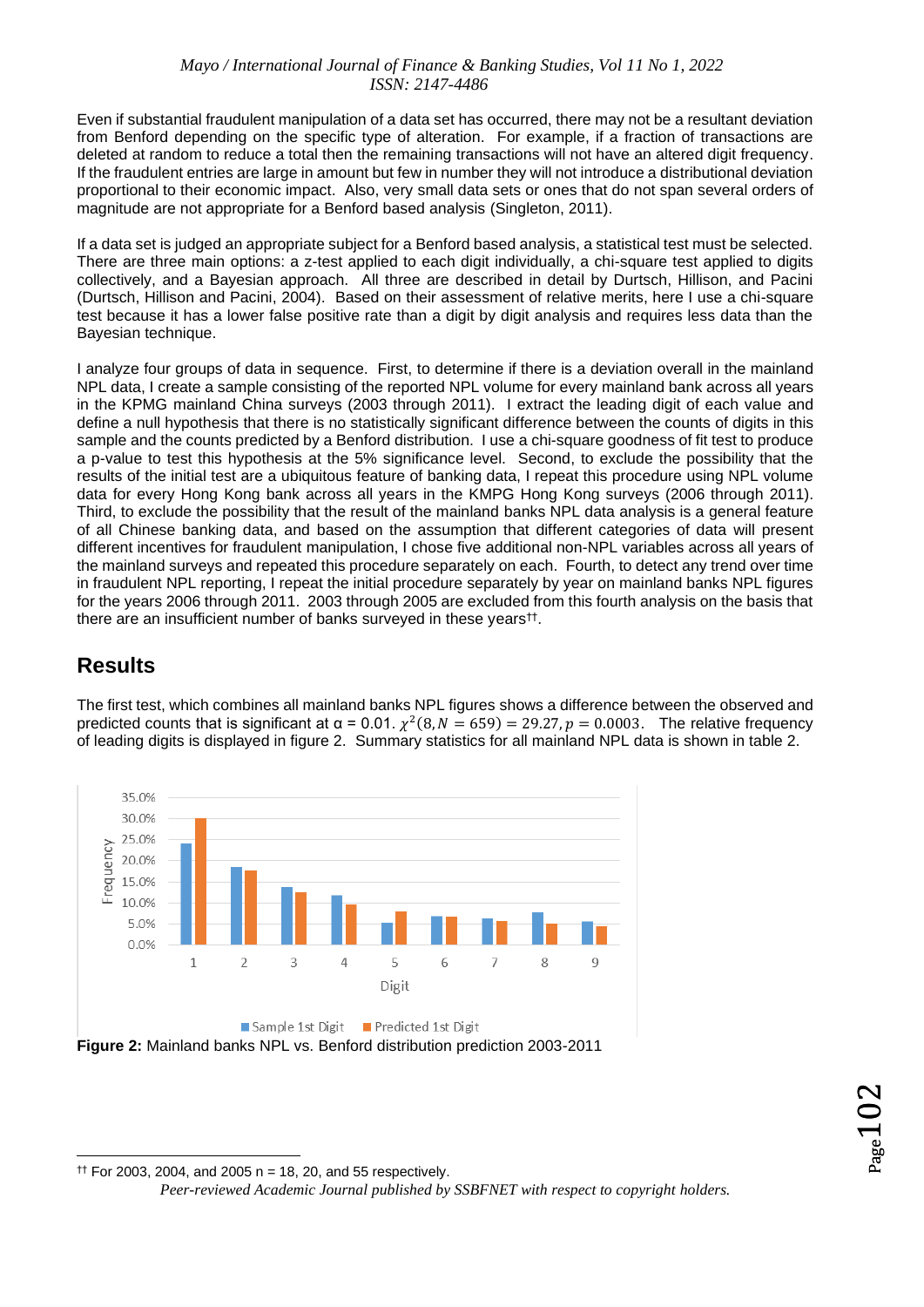Even if substantial fraudulent manipulation of a data set has occurred, there may not be a resultant deviation from Benford depending on the specific type of alteration. For example, if a fraction of transactions are deleted at random to reduce a total then the remaining transactions will not have an altered digit frequency. If the fraudulent entries are large in amount but few in number they will not introduce a distributional deviation proportional to their economic impact. Also, very small data sets or ones that do not span several orders of magnitude are not appropriate for a Benford based analysis (Singleton, 2011).

If a data set is judged an appropriate subject for a Benford based analysis, a statistical test must be selected. There are three main options: a z-test applied to each digit individually, a chi-square test applied to digits collectively, and a Bayesian approach. All three are described in detail by Durtsch, Hillison, and Pacini (Durtsch, Hillison and Pacini, 2004). Based on their assessment of relative merits, here I use a chi-square test because it has a lower false positive rate than a digit by digit analysis and requires less data than the Bayesian technique.

I analyze four groups of data in sequence. First, to determine if there is a deviation overall in the mainland NPL data, I create a sample consisting of the reported NPL volume for every mainland bank across all years in the KPMG mainland China surveys (2003 through 2011). I extract the leading digit of each value and define a null hypothesis that there is no statistically significant difference between the counts of digits in this sample and the counts predicted by a Benford distribution. I use a chi-square goodness of fit test to produce a p-value to test this hypothesis at the 5% significance level. Second, to exclude the possibility that the results of the initial test are a ubiquitous feature of banking data, I repeat this procedure using NPL volume data for every Hong Kong bank across all years in the KMPG Hong Kong surveys (2006 through 2011). Third, to exclude the possibility that the result of the mainland banks NPL data analysis is a general feature of all Chinese banking data, and based on the assumption that different categories of data will present different incentives for fraudulent manipulation, I chose five additional non-NPL variables across all years of the mainland surveys and repeated this procedure separately on each. Fourth, to detect any trend over time in fraudulent NPL reporting, I repeat the initial procedure separately by year on mainland banks NPL figures for the years 2006 through 2011. 2003 through 2005 are excluded from this fourth analysis on the basis that there are an insufficient number of banks surveyed in these years[††].

## Results

The first test, which combines all mainland banks NPL figures shows a difference between the observed and predicted counts that is significant at α = 0.01. $\chi^2(8, N = 659) = 29.27, p = 0.0003$. The relative frequency of leading digits is displayed in figure 2. Summary statistics for all mainland NPL data is shown in table 2.

**Figure 2:** Mainland banks NPL vs. Benford distribution prediction 2003-2011

[††] For 2003, 2004, and 2005 n = 18, 20, and 55 respectively.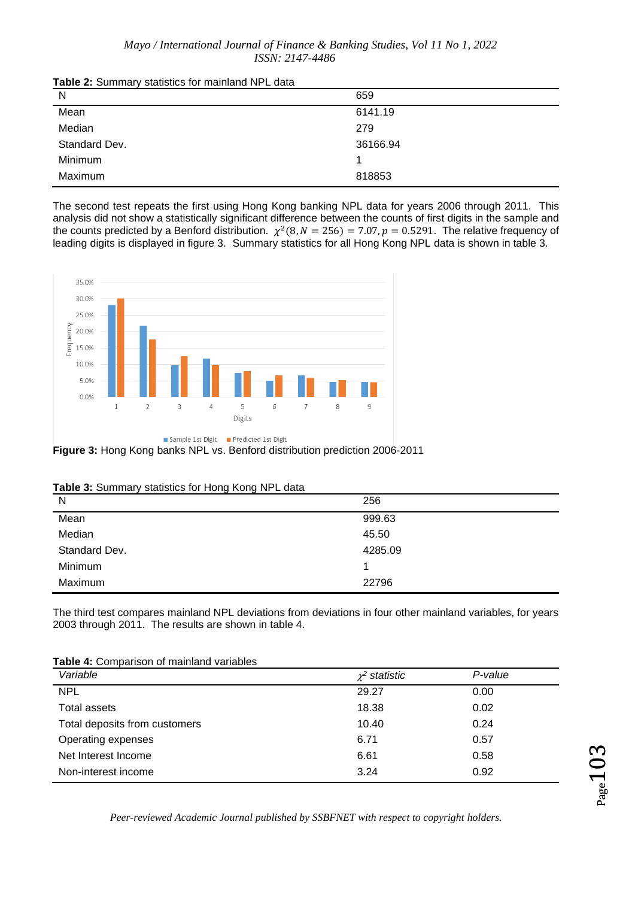**Table 2:** Summary statistics for mainland NPL data

| N | 659 |
|---|---|
| Mean | 6141.19 |
| Median | 279 |
| Standard Dev. | 36166.94 |
| Minimum | 1 |
| Maximum | 818853 |

The second test repeats the first using Hong Kong banking NPL data for years 2006 through 2011. This analysis did not show a statistically significant difference between the counts of first digits in the sample and the counts predicted by a Benford distribution. $\chi^2(8, N = 256) = 7.07, p = 0.5291$. The relative frequency of leading digits is displayed in figure 3. Summary statistics for all Hong Kong NPL data is shown in table 3.

**Figure 3:** Hong Kong banks NPL vs. Benford distribution prediction 2006-2011

**Table 3:** Summary statistics for Hong Kong NPL data

| N | 256 |
|---|---|
| Mean | 999.63 |
| Median | 45.50 |
| Standard Dev. | 4285.09 |
| Minimum | 1 |
| Maximum | 22796 |

The third test compares mainland NPL deviations from deviations in four other mainland variables, for years 2003 through 2011. The results are shown in table 4.

**Table 4:** Comparison of mainland variables

| *Variable* | *$\chi^2$ statistic* | *P-value* |
|---|---|---|
| NPL | 29.27 | 0.00 |
| Total assets | 18.38 | 0.02 |
| Total deposits from customers | 10.40 | 0.24 |
| Operating expenses | 6.71 | 0.57 |
| Net Interest Income | 6.61 | 0.58 |
| Non-interest income | 3.24 | 0.92 |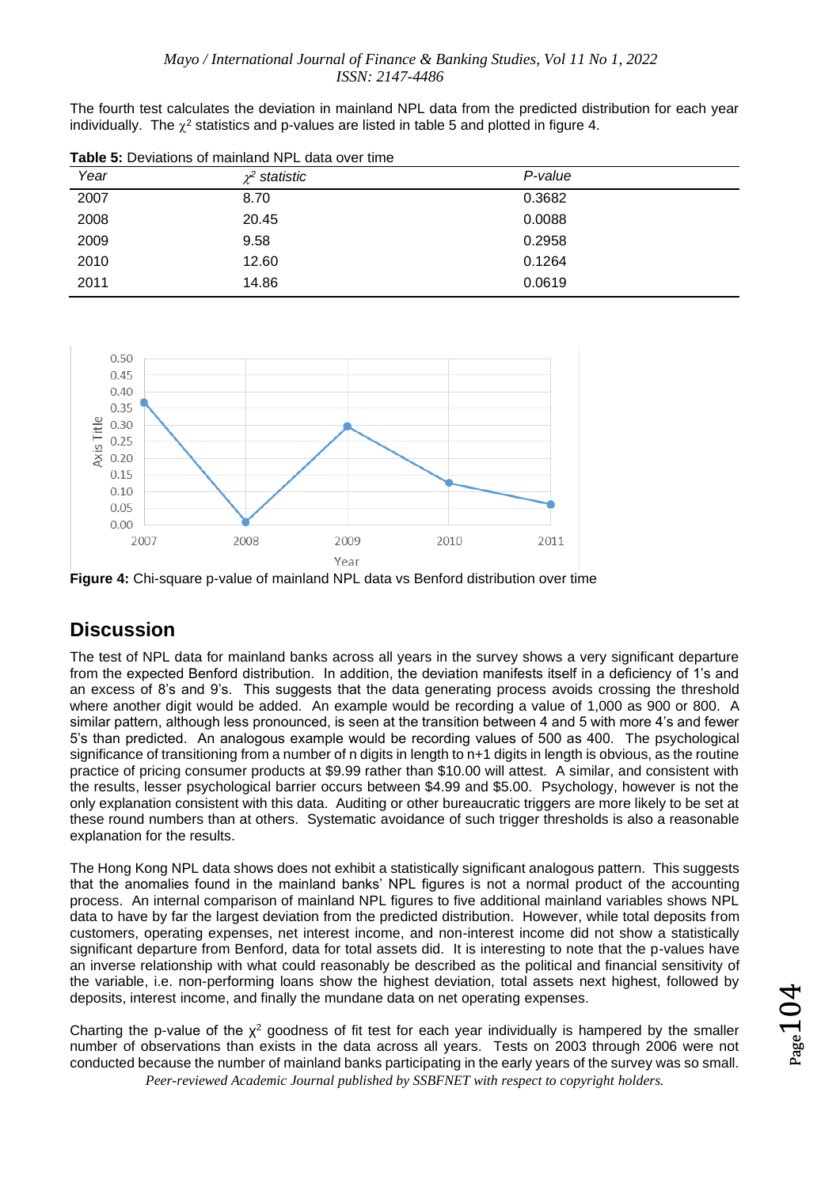The fourth test calculates the deviation in mainland NPL data from the predicted distribution for each year individually. The $\chi^2$ statistics and p-values are listed in table 5 and plotted in figure 4.

**Table 5:** Deviations of mainland NPL data over time

| *Year* | *$\chi^2$ statistic* | *P-value* |
|---|---|---|
| 2007 | 8.70 | 0.3682 |
| 2008 | 20.45 | 0.0088 |
| 2009 | 9.58 | 0.2958 |
| 2010 | 12.60 | 0.1264 |
| 2011 | 14.86 | 0.0619 |

**Figure 4:** Chi-square p-value of mainland NPL data vs Benford distribution over time

## Discussion

The test of NPL data for mainland banks across all years in the survey shows a very significant departure from the expected Benford distribution. In addition, the deviation manifests itself in a deficiency of 1's and an excess of 8's and 9's. This suggests that the data generating process avoids crossing the threshold where another digit would be added. An example would be recording a value of 1,000 as 900 or 800. A similar pattern, although less pronounced, is seen at the transition between 4 and 5 with more 4's and fewer 5's than predicted. An analogous example would be recording values of 500 as 400. The psychological significance of transitioning from a number of n digits in length to n+1 digits in length is obvious, as the routine practice of pricing consumer products at $9.99 rather than $10.00 will attest. A similar, and consistent with the results, lesser psychological barrier occurs between $4.99 and $5.00. Psychology, however is not the only explanation consistent with this data. Auditing or other bureaucratic triggers are more likely to be set at these round numbers than at others. Systematic avoidance of such trigger thresholds is also a reasonable explanation for the results.

The Hong Kong NPL data shows does not exhibit a statistically significant analogous pattern. This suggests that the anomalies found in the mainland banks' NPL figures is not a normal product of the accounting process. An internal comparison of mainland NPL figures to five additional mainland variables shows NPL data to have by far the largest deviation from the predicted distribution. However, while total deposits from customers, operating expenses, net interest income, and non-interest income did not show a statistically significant departure from Benford, data for total assets did. It is interesting to note that the p-values have an inverse relationship with what could reasonably be described as the political and financial sensitivity of the variable, i.e. non-performing loans show the highest deviation, total assets next highest, followed by deposits, interest income, and finally the mundane data on net operating expenses.

Charting the p-value of the $\chi^2$ goodness of fit test for each year individually is hampered by the smaller number of observations than exists in the data across all years. Tests on 2003 through 2006 were not conducted because the number of mainland banks participating in the early years of the survey was so small.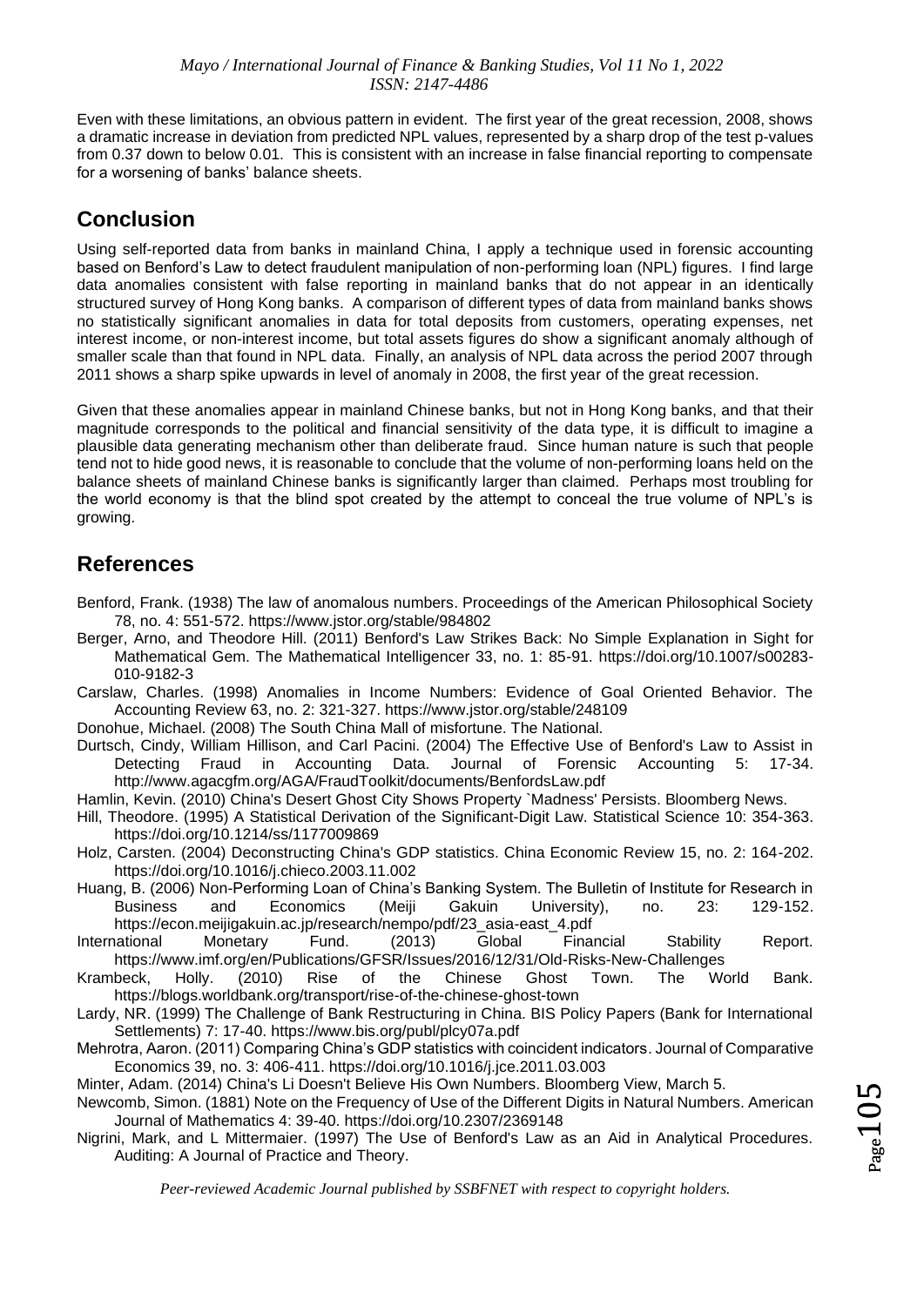Even with these limitations, an obvious pattern in evident. The first year of the great recession, 2008, shows a dramatic increase in deviation from predicted NPL values, represented by a sharp drop of the test p-values from 0.37 down to below 0.01. This is consistent with an increase in false financial reporting to compensate for a worsening of banks' balance sheets.

## Conclusion

Using self-reported data from banks in mainland China, I apply a technique used in forensic accounting based on Benford's Law to detect fraudulent manipulation of non-performing loan (NPL) figures. I find large data anomalies consistent with false reporting in mainland banks that do not appear in an identically structured survey of Hong Kong banks. A comparison of different types of data from mainland banks shows no statistically significant anomalies in data for total deposits from customers, operating expenses, net interest income, or non-interest income, but total assets figures do show a significant anomaly although of smaller scale than that found in NPL data. Finally, an analysis of NPL data across the period 2007 through 2011 shows a sharp spike upwards in level of anomaly in 2008, the first year of the great recession.

Given that these anomalies appear in mainland Chinese banks, but not in Hong Kong banks, and that their magnitude corresponds to the political and financial sensitivity of the data type, it is difficult to imagine a plausible data generating mechanism other than deliberate fraud. Since human nature is such that people tend not to hide good news, it is reasonable to conclude that the volume of non-performing loans held on the balance sheets of mainland Chinese banks is significantly larger than claimed. Perhaps most troubling for the world economy is that the blind spot created by the attempt to conceal the true volume of NPL's is growing.

## References

Benford, Frank. (1938) The law of anomalous numbers. Proceedings of the American Philosophical Society 78, no. 4: 551-572. https://www.jstor.org/stable/984802

Berger, Arno, and Theodore Hill. (2011) Benford's Law Strikes Back: No Simple Explanation in Sight for Mathematical Gem. The Mathematical Intelligencer 33, no. 1: 85-91. https://doi.org/10.1007/s00283-010-9182-3

Carslaw, Charles. (1998) Anomalies in Income Numbers: Evidence of Goal Oriented Behavior. The Accounting Review 63, no. 2: 321-327. https://www.jstor.org/stable/248109

Donohue, Michael. (2008) The South China Mall of misfortune. The National.

Durtsch, Cindy, William Hillison, and Carl Pacini. (2004) The Effective Use of Benford's Law to Assist in Detecting Fraud in Accounting Data. Journal of Forensic Accounting 5: 17-34. http://www.agacgfm.org/AGA/FraudToolkit/documents/BenfordsLaw.pdf

Hamlin, Kevin. (2010) China's Desert Ghost City Shows Property `Madness' Persists. Bloomberg News.

Hill, Theodore. (1995) A Statistical Derivation of the Significant-Digit Law. Statistical Science 10: 354-363. https://doi.org/10.1214/ss/1177009869

Holz, Carsten. (2004) Deconstructing China's GDP statistics. China Economic Review 15, no. 2: 164-202. https://doi.org/10.1016/j.chieco.2003.11.002

Huang, B. (2006) Non-Performing Loan of China's Banking System. The Bulletin of Institute for Research in Business and Economics (Meiji Gakuin University), no. 23: 129-152. https://econ.meijigakuin.ac.jp/research/nempo/pdf/23_asia-east_4.pdf

International Monetary Fund. (2013) Global Financial Stability Report. https://www.imf.org/en/Publications/GFSR/Issues/2016/12/31/Old-Risks-New-Challenges

Krambeck, Holly. (2010) Rise of the Chinese Ghost Town. The World Bank. https://blogs.worldbank.org/transport/rise-of-the-chinese-ghost-town

Lardy, NR. (1999) The Challenge of Bank Restructuring in China. BIS Policy Papers (Bank for International Settlements) 7: 17-40. https://www.bis.org/publ/plcy07a.pdf

Mehrotra, Aaron. (2011) Comparing China's GDP statistics with coincident indicators. Journal of Comparative Economics 39, no. 3: 406-411. https://doi.org/10.1016/j.jce.2011.03.003

Minter, Adam. (2014) China's Li Doesn't Believe His Own Numbers. Bloomberg View, March 5.

Newcomb, Simon. (1881) Note on the Frequency of Use of the Different Digits in Natural Numbers. American Journal of Mathematics 4: 39-40. https://doi.org/10.2307/2369148

Nigrini, Mark, and L Mittermaier. (1997) The Use of Benford's Law as an Aid in Analytical Procedures. Auditing: A Journal of Practice and Theory.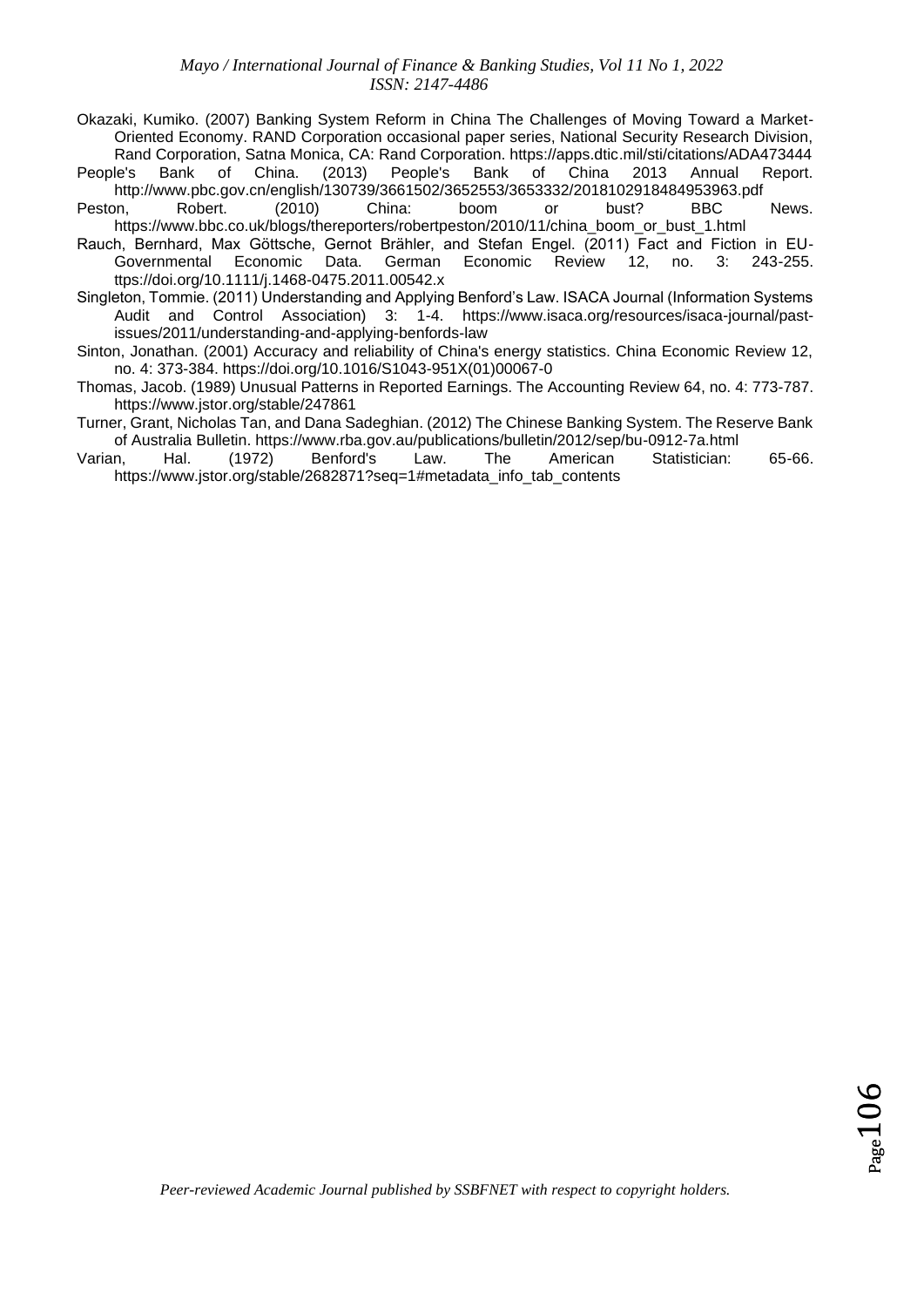Okazaki, Kumiko. (2007) Banking System Reform in China The Challenges of Moving Toward a Market-Oriented Economy. RAND Corporation occasional paper series, National Security Research Division, Rand Corporation, Satna Monica, CA: Rand Corporation. https://apps.dtic.mil/sti/citations/ADA473444

People's Bank of China. (2013) People's Bank of China 2013 Annual Report. http://www.pbc.gov.cn/english/130739/3661502/3652553/3653332/2018102918484953963.pdf

Peston, Robert. (2010) China: boom or bust? BBC News. https://www.bbc.co.uk/blogs/thereporters/robertpeston/2010/11/china_boom_or_bust_1.html

Rauch, Bernhard, Max Göttsche, Gernot Brähler, and Stefan Engel. (2011) Fact and Fiction in EU-Governmental Economic Data. German Economic Review 12, no. 3: 243-255. ttps://doi.org/10.1111/j.1468-0475.2011.00542.x

Singleton, Tommie. (2011) Understanding and Applying Benford's Law. ISACA Journal (Information Systems Audit and Control Association) 3: 1-4. https://www.isaca.org/resources/isaca-journal/past-issues/2011/understanding-and-applying-benfords-law

Sinton, Jonathan. (2001) Accuracy and reliability of China's energy statistics. China Economic Review 12, no. 4: 373-384. https://doi.org/10.1016/S1043-951X(01)00067-0

Thomas, Jacob. (1989) Unusual Patterns in Reported Earnings. The Accounting Review 64, no. 4: 773-787. https://www.jstor.org/stable/247861

Turner, Grant, Nicholas Tan, and Dana Sadeghian. (2012) The Chinese Banking System. The Reserve Bank of Australia Bulletin. https://www.rba.gov.au/publications/bulletin/2012/sep/bu-0912-7a.html

Varian, Hal. (1972) Benford's Law. The American Statistician: 65-66. https://www.jstor.org/stable/2682871?seq=1#metadata_info_tab_contents